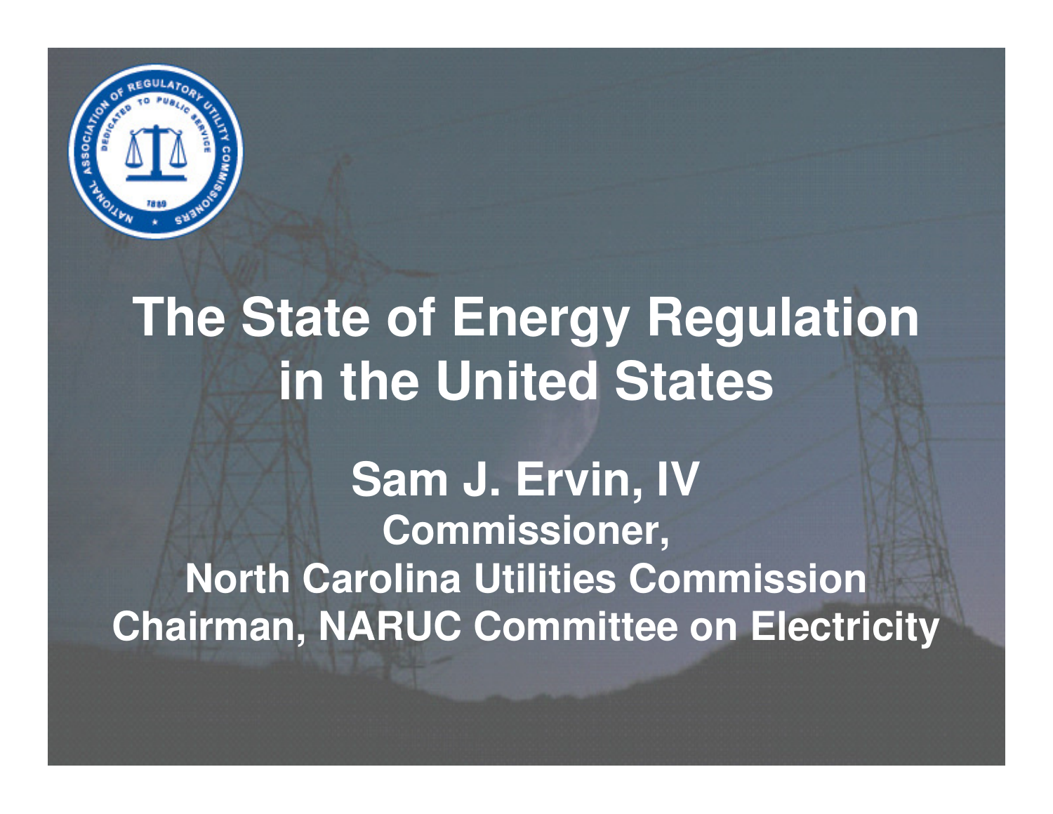# The State of Energy Regulation in the United States

## Sam J. Ervin, IV

**Commissioner,**
**North Carolina Utilities Commission**
**Chairman, NARUC Committee on Electricity**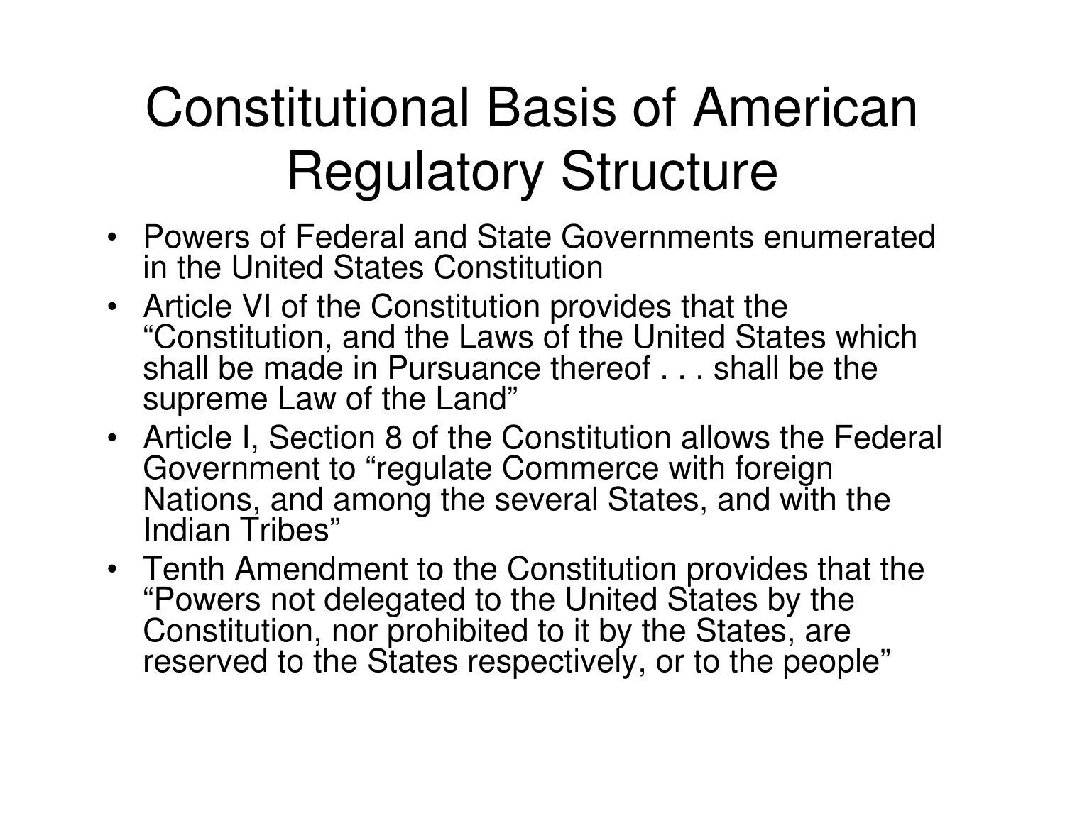# Constitutional Basis of American Regulatory Structure

- Powers of Federal and State Governments enumerated in the United States Constitution
- Article VI of the Constitution provides that the "Constitution, and the Laws of the United States which shall be made in Pursuance thereof . . . shall be the supreme Law of the Land"
- Article I, Section 8 of the Constitution allows the Federal Government to "regulate Commerce with foreign Nations, and among the several States, and with the Indian Tribes"
- Tenth Amendment to the Constitution provides that the "Powers not delegated to the United States by the Constitution, nor prohibited to it by the States, are reserved to the States respectively, or to the people"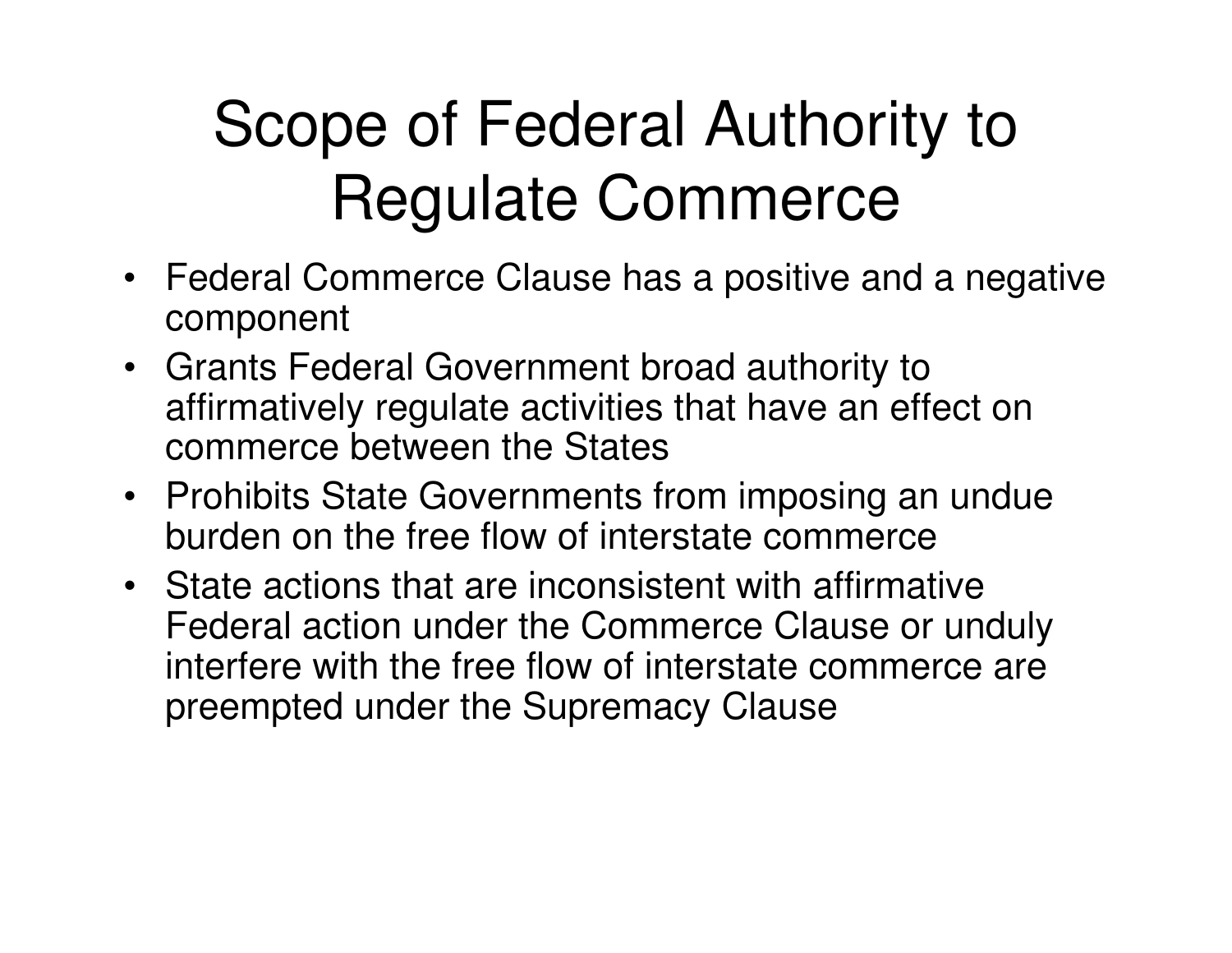# Scope of Federal Authority to Regulate Commerce

- Federal Commerce Clause has a positive and a negative component
- Grants Federal Government broad authority to affirmatively regulate activities that have an effect on commerce between the States
- Prohibits State Governments from imposing an undue burden on the free flow of interstate commerce
- State actions that are inconsistent with affirmative Federal action under the Commerce Clause or unduly interfere with the free flow of interstate commerce are preempted under the Supremacy Clause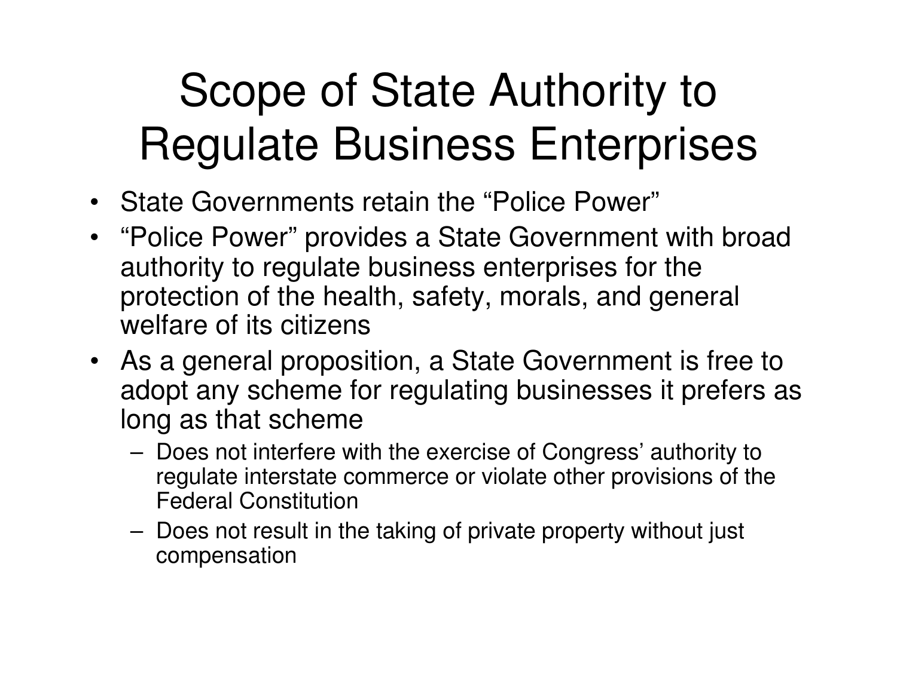# Scope of State Authority to Regulate Business Enterprises

- State Governments retain the "Police Power"
- "Police Power" provides a State Government with broad authority to regulate business enterprises for the protection of the health, safety, morals, and general welfare of its citizens
- As a general proposition, a State Government is free to adopt any scheme for regulating businesses it prefers as long as that scheme
  - Does not interfere with the exercise of Congress' authority to regulate interstate commerce or violate other provisions of the Federal Constitution
  - Does not result in the taking of private property without just compensation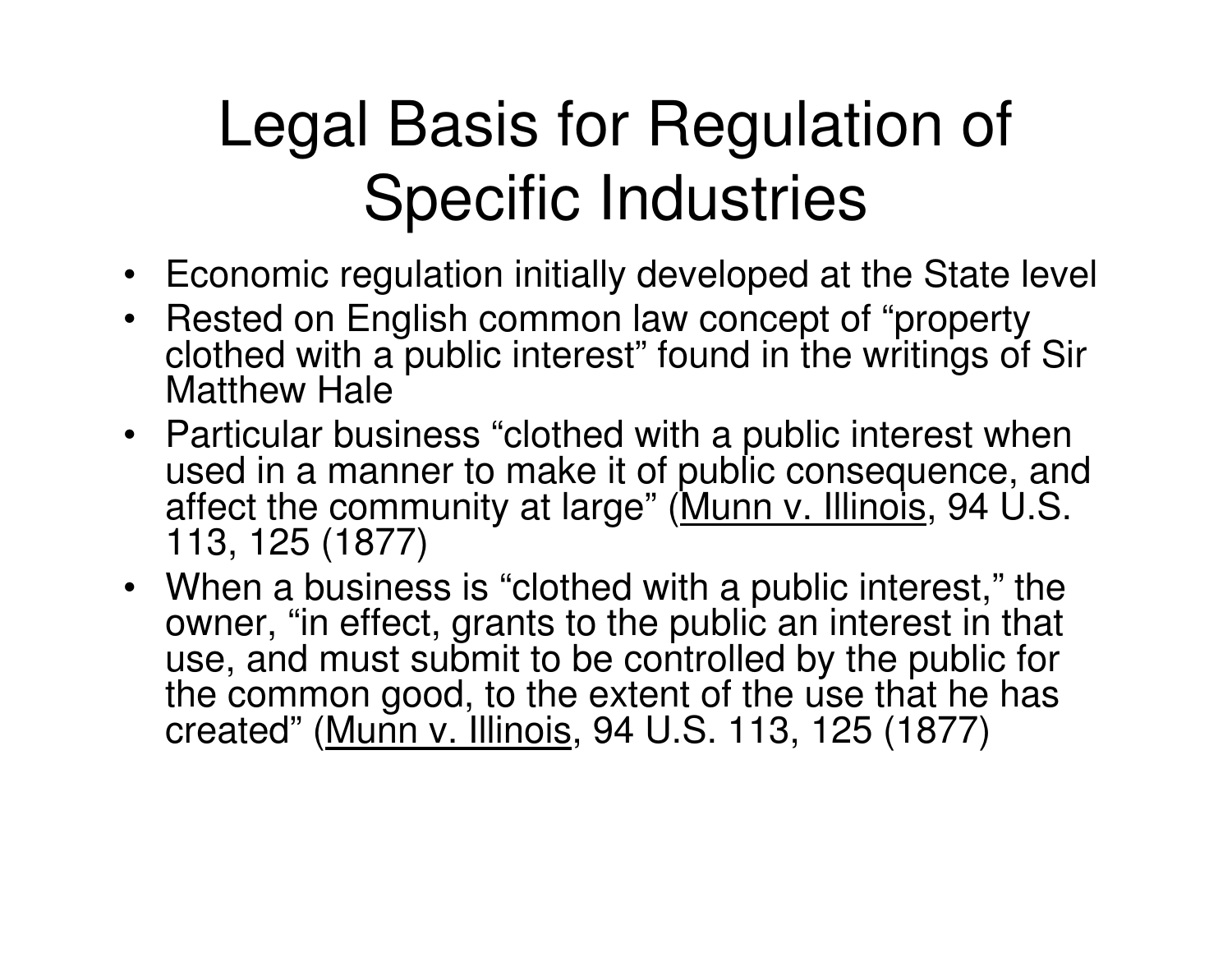# Legal Basis for Regulation of Specific Industries

- Economic regulation initially developed at the State level
- Rested on English common law concept of “property clothed with a public interest” found in the writings of Sir Matthew Hale
- Particular business “clothed with a public interest when used in a manner to make it of public consequence, and affect the community at large” (Munn v. Illinois, 94 U.S. 113, 125 (1877)
- When a business is “clothed with a public interest,” the owner, “in effect, grants to the public an interest in that use, and must submit to be controlled by the public for the common good, to the extent of the use that he has created” (Munn v. Illinois, 94 U.S. 113, 125 (1877)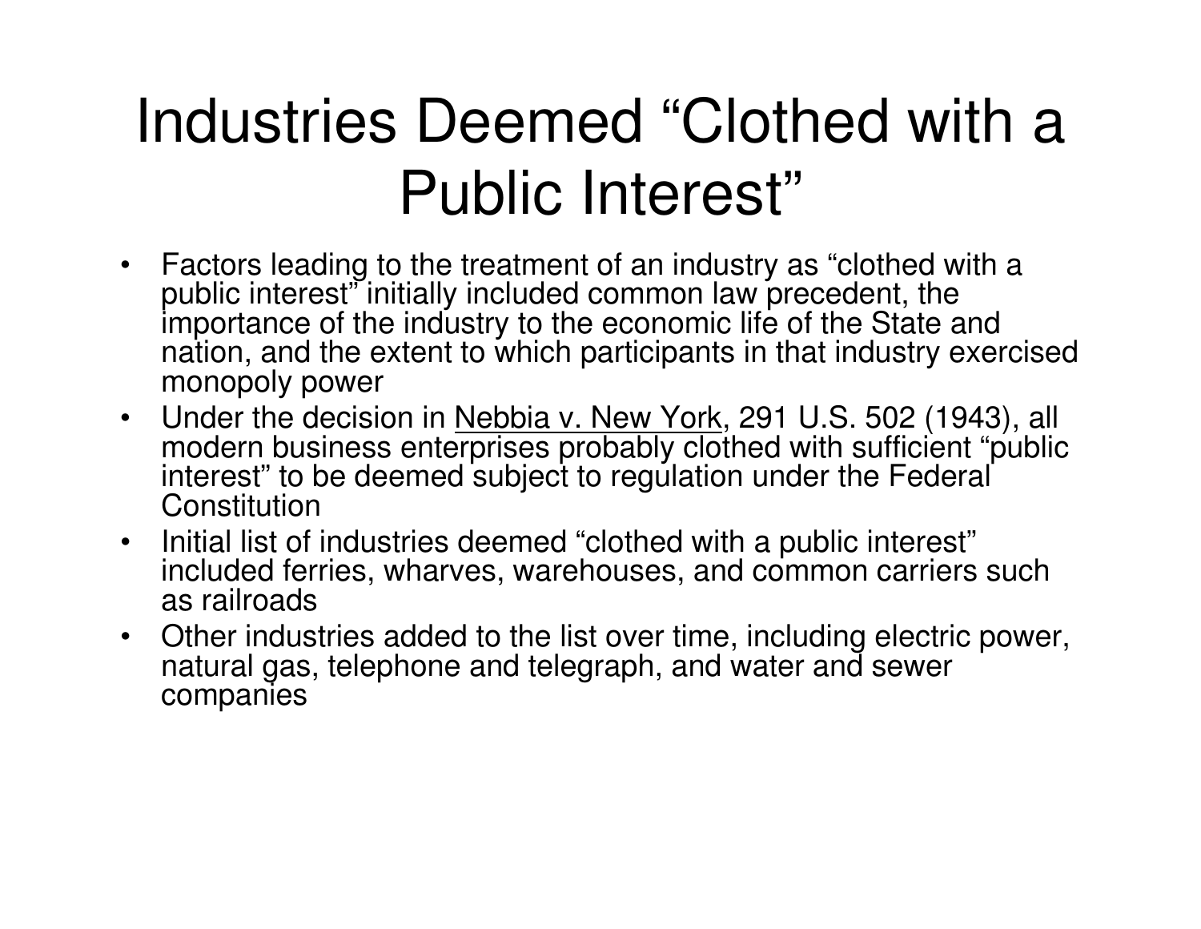# Industries Deemed "Clothed with a Public Interest"

- Factors leading to the treatment of an industry as "clothed with a public interest" initially included common law precedent, the importance of the industry to the economic life of the State and nation, and the extent to which participants in that industry exercised monopoly power
- Under the decision in Nebbia v. New York, 291 U.S. 502 (1943), all modern business enterprises probably clothed with sufficient "public interest" to be deemed subject to regulation under the Federal Constitution
- Initial list of industries deemed "clothed with a public interest" included ferries, wharves, warehouses, and common carriers such as railroads
- Other industries added to the list over time, including electric power, natural gas, telephone and telegraph, and water and sewer companies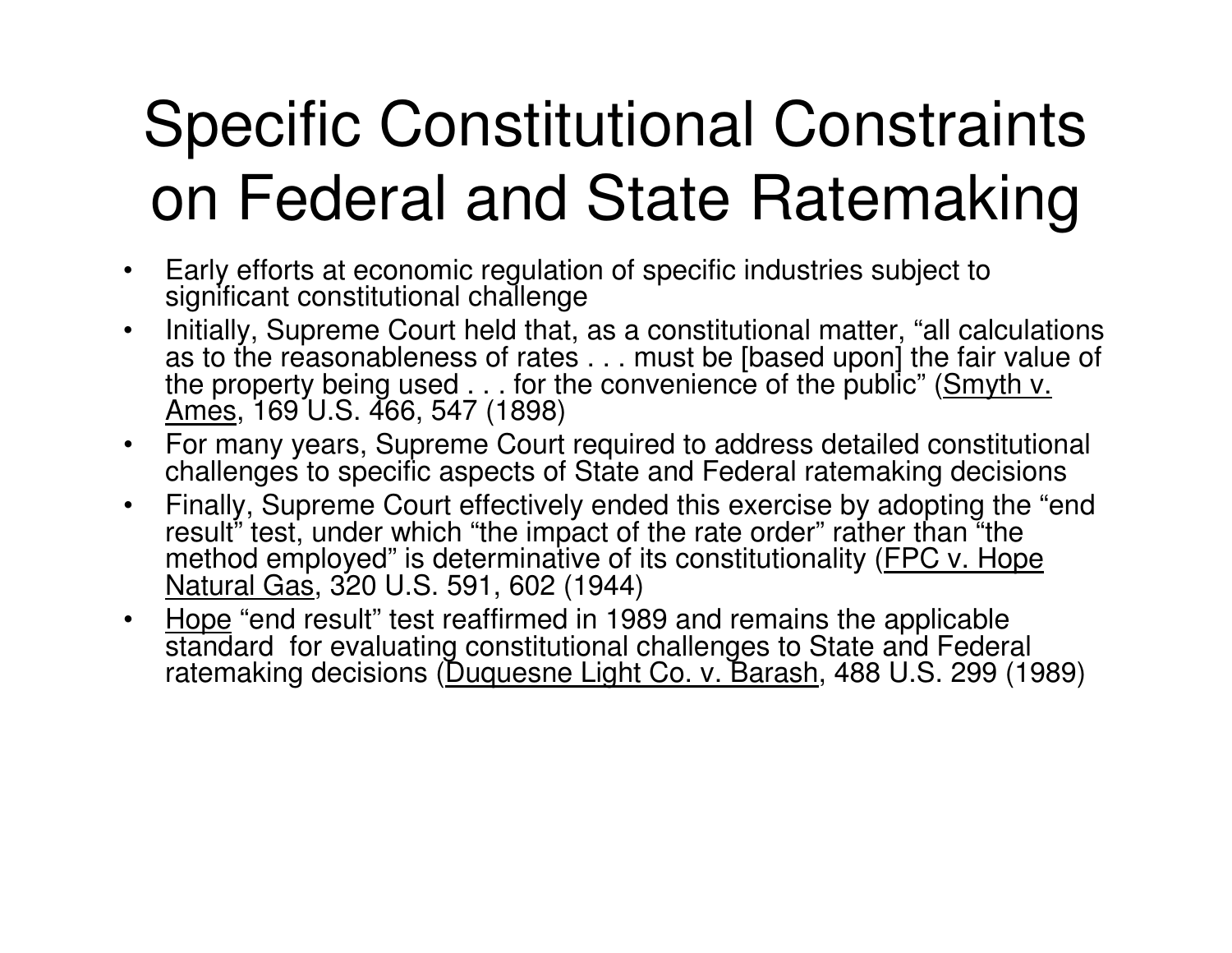# Specific Constitutional Constraints on Federal and State Ratemaking

- Early efforts at economic regulation of specific industries subject to significant constitutional challenge
- Initially, Supreme Court held that, as a constitutional matter, "all calculations as to the reasonableness of rates . . . must be [based upon] the fair value of the property being used . . . for the convenience of the public" (Smyth v. Ames, 169 U.S. 466, 547 (1898)
- For many years, Supreme Court required to address detailed constitutional challenges to specific aspects of State and Federal ratemaking decisions
- Finally, Supreme Court effectively ended this exercise by adopting the "end result" test, under which "the impact of the rate order" rather than "the method employed" is determinative of its constitutionality (FPC v. Hope Natural Gas, 320 U.S. 591, 602 (1944)
- Hope "end result" test reaffirmed in 1989 and remains the applicable standard for evaluating constitutional challenges to State and Federal ratemaking decisions (Duquesne Light Co. v. Barash, 488 U.S. 299 (1989)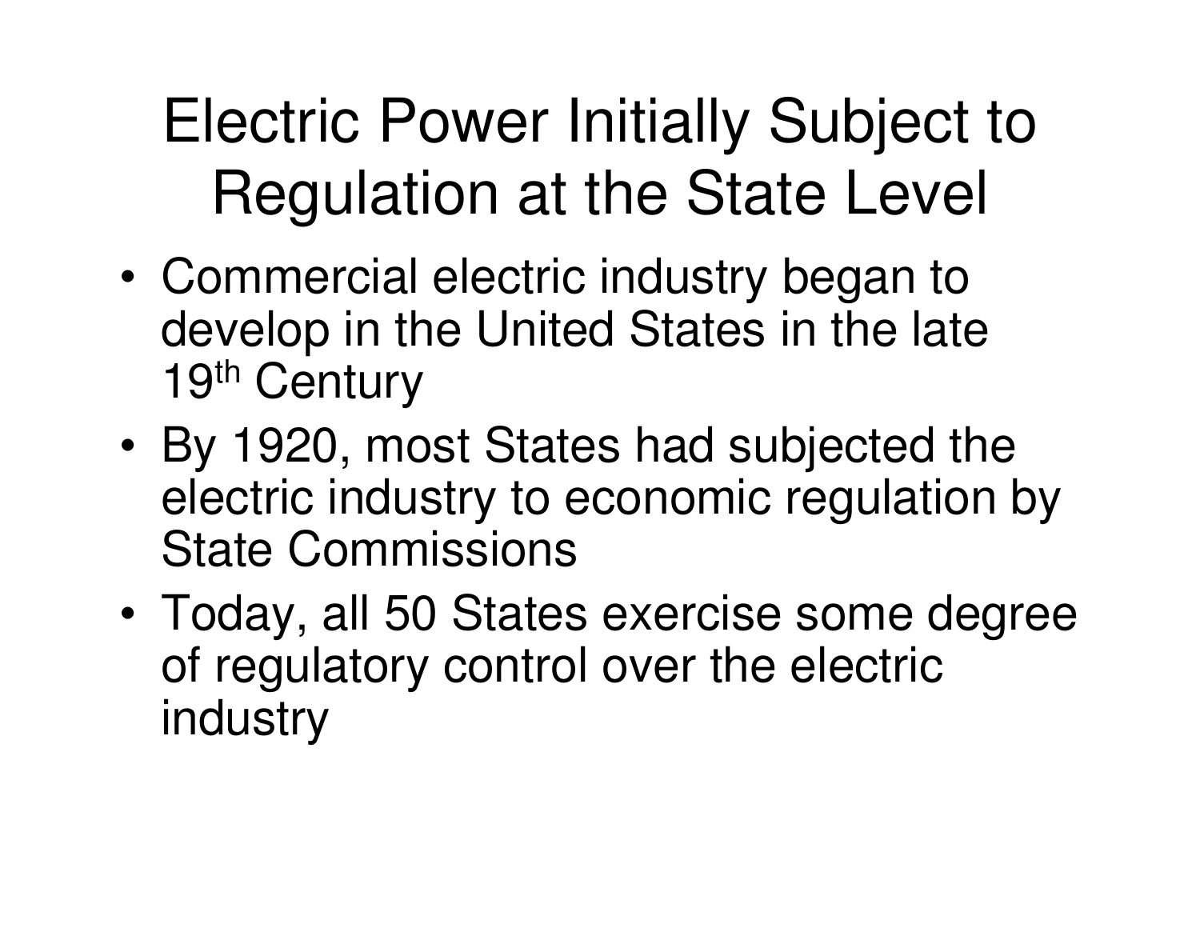# Electric Power Initially Subject to Regulation at the State Level

- Commercial electric industry began to develop in the United States in the late 19th Century
- By 1920, most States had subjected the electric industry to economic regulation by State Commissions
- Today, all 50 States exercise some degree of regulatory control over the electric industry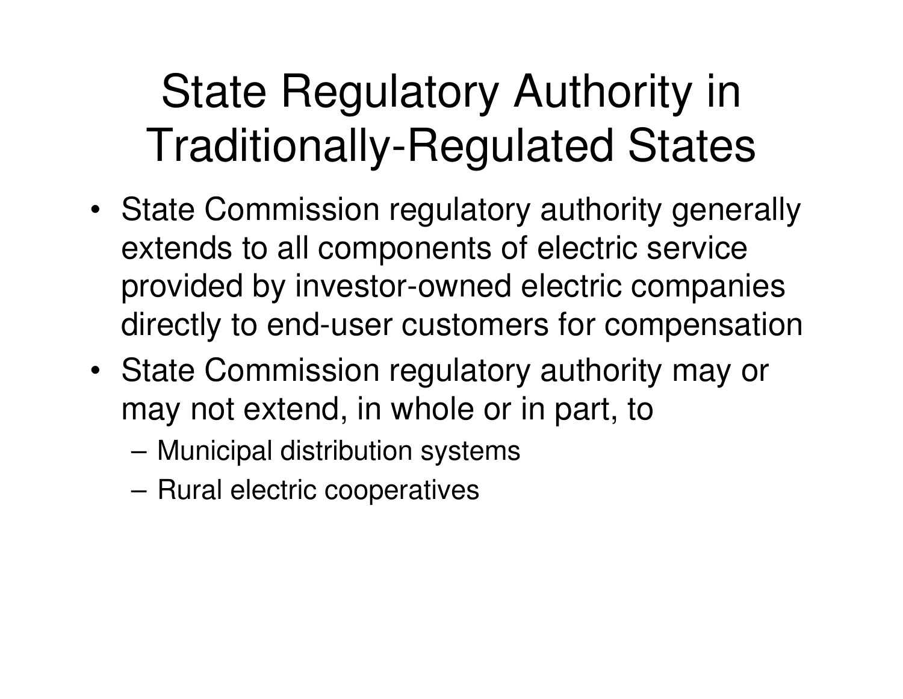# State Regulatory Authority in Traditionally-Regulated States

- State Commission regulatory authority generally extends to all components of electric service provided by investor-owned electric companies directly to end-user customers for compensation
- State Commission regulatory authority may or may not extend, in whole or in part, to
  - Municipal distribution systems
  - Rural electric cooperatives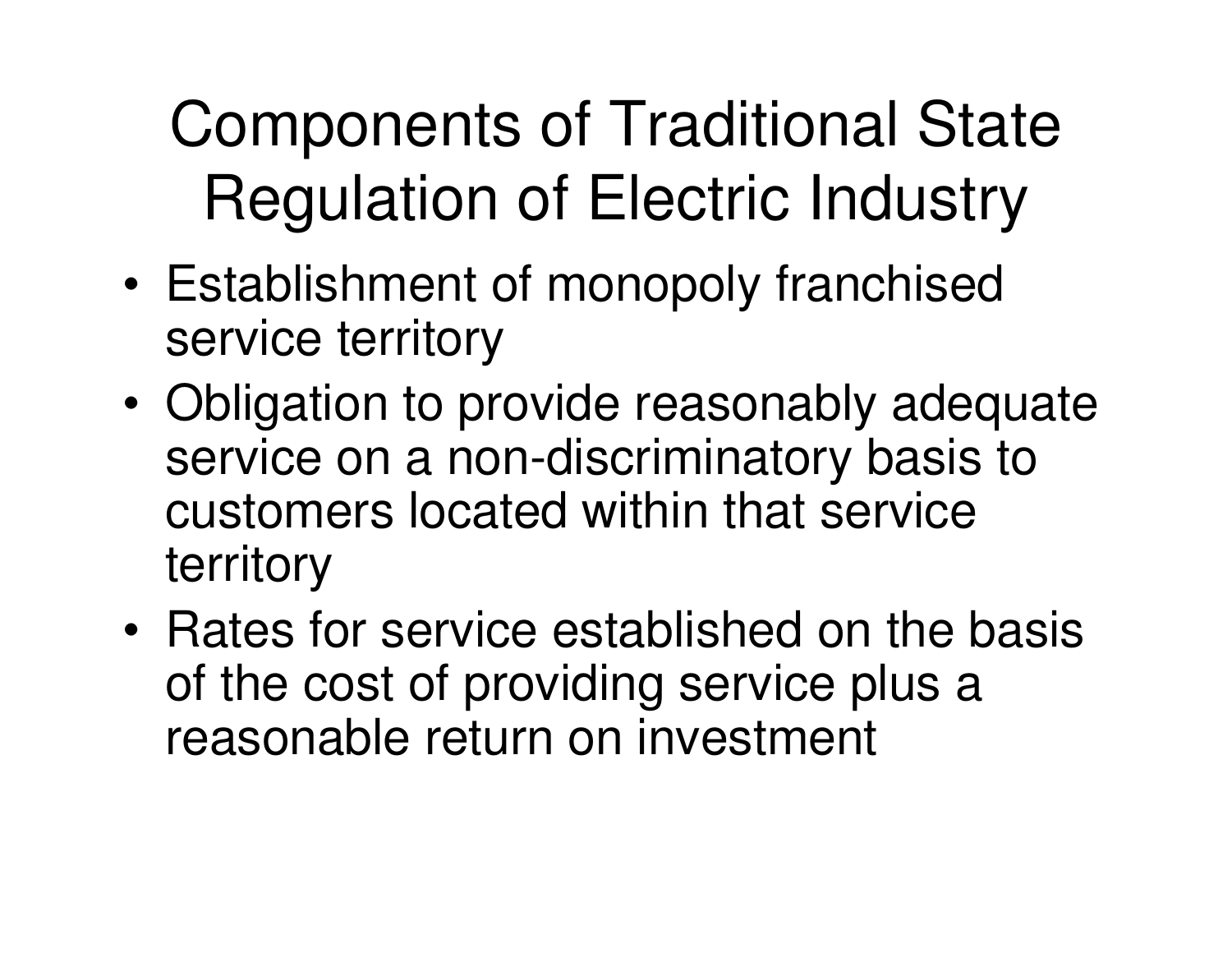# Components of Traditional State Regulation of Electric Industry

- Establishment of monopoly franchised service territory
- Obligation to provide reasonably adequate service on a non-discriminatory basis to customers located within that service territory
- Rates for service established on the basis of the cost of providing service plus a reasonable return on investment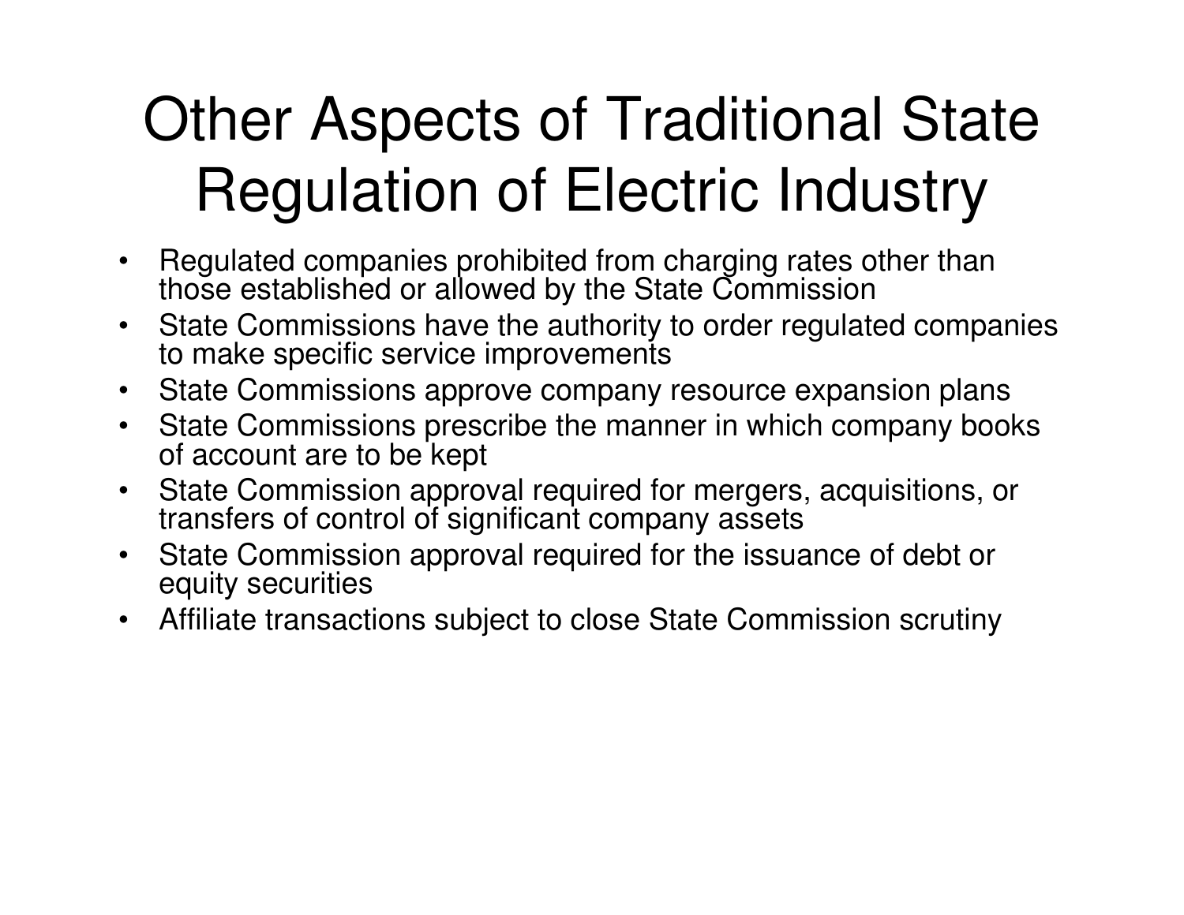# Other Aspects of Traditional State Regulation of Electric Industry

- Regulated companies prohibited from charging rates other than those established or allowed by the State Commission
- State Commissions have the authority to order regulated companies to make specific service improvements
- State Commissions approve company resource expansion plans
- State Commissions prescribe the manner in which company books of account are to be kept
- State Commission approval required for mergers, acquisitions, or transfers of control of significant company assets
- State Commission approval required for the issuance of debt or equity securities
- Affiliate transactions subject to close State Commission scrutiny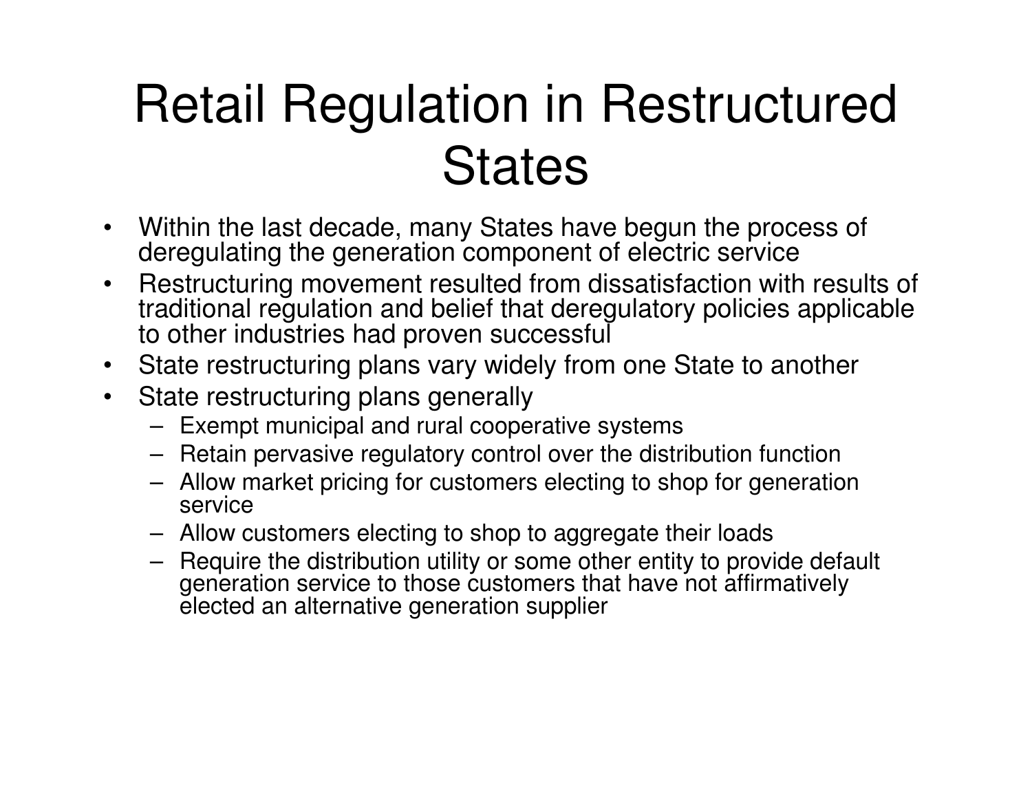# Retail Regulation in Restructured States

- Within the last decade, many States have begun the process of deregulating the generation component of electric service
- Restructuring movement resulted from dissatisfaction with results of traditional regulation and belief that deregulatory policies applicable to other industries had proven successful
- State restructuring plans vary widely from one State to another
- State restructuring plans generally
  - Exempt municipal and rural cooperative systems
  - Retain pervasive regulatory control over the distribution function
  - Allow market pricing for customers electing to shop for generation service
  - Allow customers electing to shop to aggregate their loads
  - Require the distribution utility or some other entity to provide default generation service to those customers that have not affirmatively elected an alternative generation supplier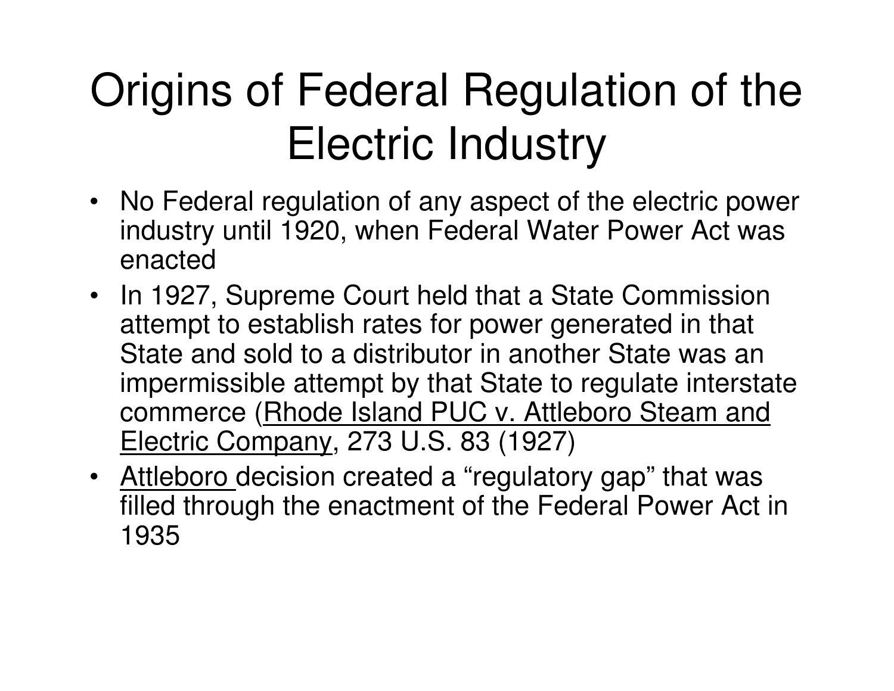# Origins of Federal Regulation of the Electric Industry

- No Federal regulation of any aspect of the electric power industry until 1920, when Federal Water Power Act was enacted
- In 1927, Supreme Court held that a State Commission attempt to establish rates for power generated in that State and sold to a distributor in another State was an impermissible attempt by that State to regulate interstate commerce (<u>Rhode Island PUC v. Attleboro Steam and Electric Company</u>, 273 U.S. 83 (1927)
- <u>Attleboro</u> decision created a "regulatory gap" that was filled through the enactment of the Federal Power Act in 1935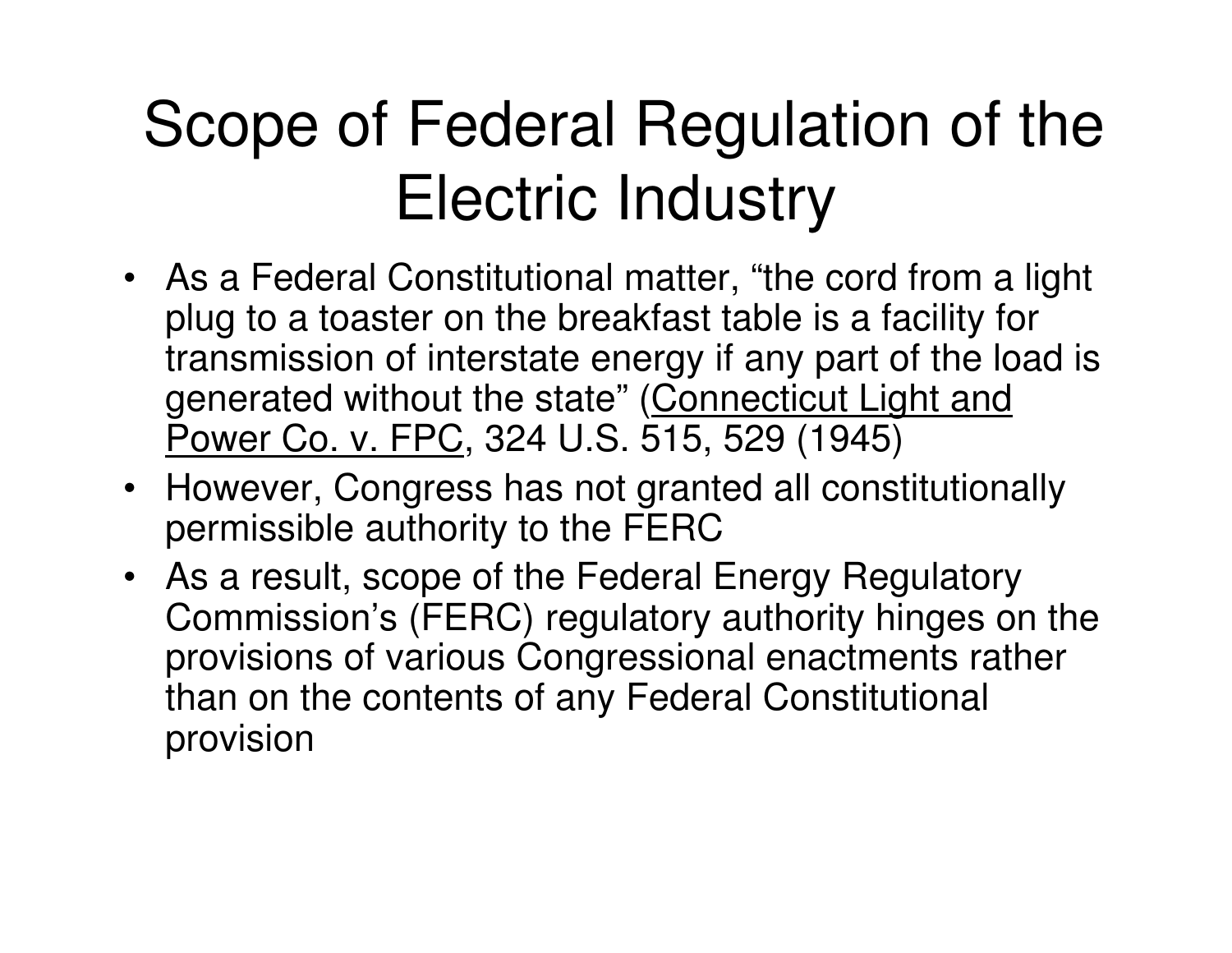# Scope of Federal Regulation of the Electric Industry

- As a Federal Constitutional matter, "the cord from a light plug to a toaster on the breakfast table is a facility for transmission of interstate energy if any part of the load is generated without the state" (<u>Connecticut Light and Power Co. v. FPC</u>, 324 U.S. 515, 529 (1945)
- However, Congress has not granted all constitutionally permissible authority to the FERC
- As a result, scope of the Federal Energy Regulatory Commission's (FERC) regulatory authority hinges on the provisions of various Congressional enactments rather than on the contents of any Federal Constitutional provision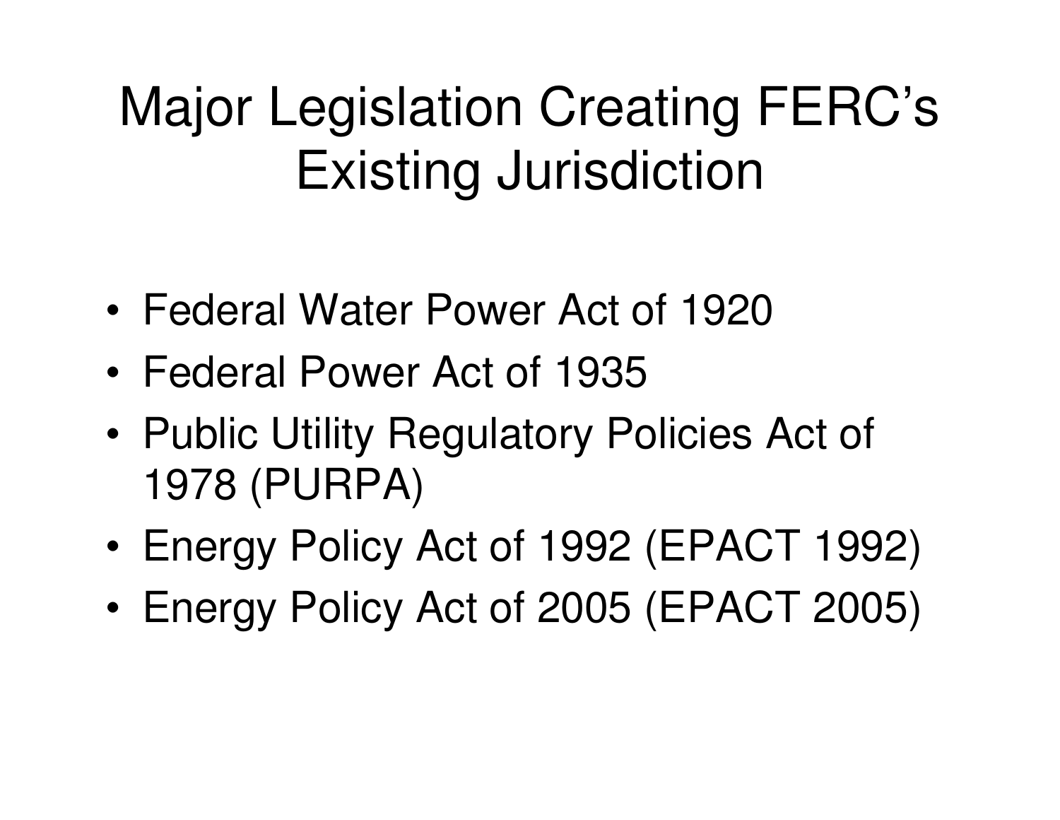# Major Legislation Creating FERC's Existing Jurisdiction

- Federal Water Power Act of 1920
- Federal Power Act of 1935
- Public Utility Regulatory Policies Act of 1978 (PURPA)
- Energy Policy Act of 1992 (EPACT 1992)
- Energy Policy Act of 2005 (EPACT 2005)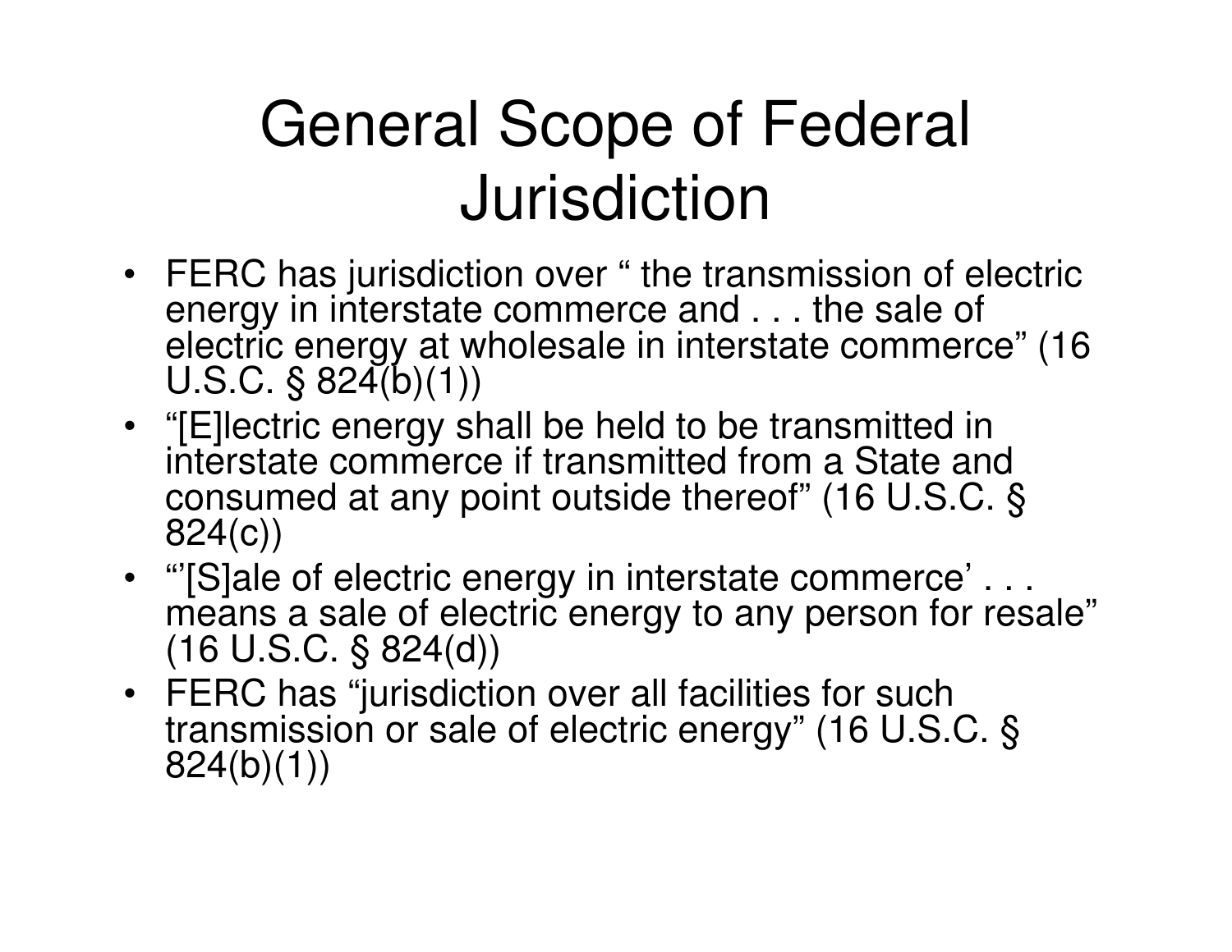# General Scope of Federal Jurisdiction

- FERC has jurisdiction over " the transmission of electric energy in interstate commerce and . . . the sale of electric energy at wholesale in interstate commerce" (16 U.S.C. § 824(b)(1))
- "[E]lectric energy shall be held to be transmitted in interstate commerce if transmitted from a State and consumed at any point outside thereof" (16 U.S.C. § 824(c))
- "'[S]ale of electric energy in interstate commerce' . . . means a sale of electric energy to any person for resale" (16 U.S.C. § 824(d))
- FERC has "jurisdiction over all facilities for such transmission or sale of electric energy" (16 U.S.C. § 824(b)(1))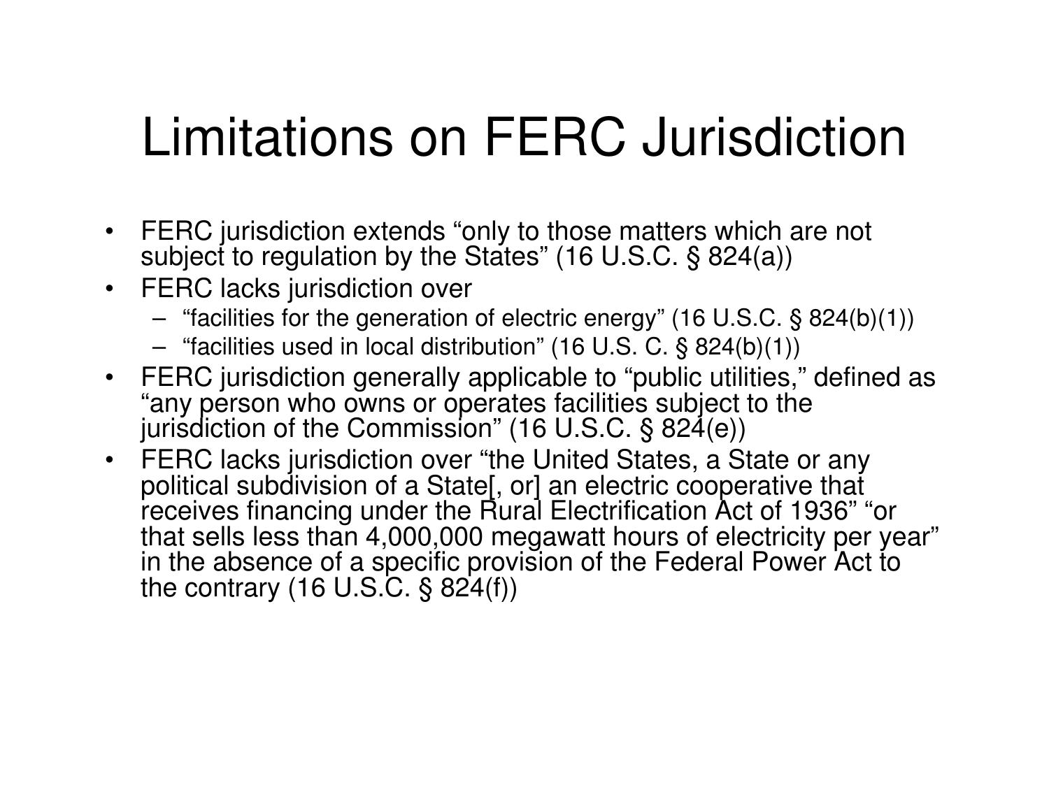# Limitations on FERC Jurisdiction

- FERC jurisdiction extends "only to those matters which are not subject to regulation by the States" (16 U.S.C. § 824(a))
- FERC lacks jurisdiction over
  - "facilities for the generation of electric energy" (16 U.S.C. § 824(b)(1))
  - "facilities used in local distribution" (16 U.S. C. § 824(b)(1))
- FERC jurisdiction generally applicable to "public utilities," defined as "any person who owns or operates facilities subject to the jurisdiction of the Commission" (16 U.S.C. § 824(e))
- FERC lacks jurisdiction over "the United States, a State or any political subdivision of a State[, or] an electric cooperative that receives financing under the Rural Electrification Act of 1936" "or that sells less than 4,000,000 megawatt hours of electricity per year" in the absence of a specific provision of the Federal Power Act to the contrary (16 U.S.C. § 824(f))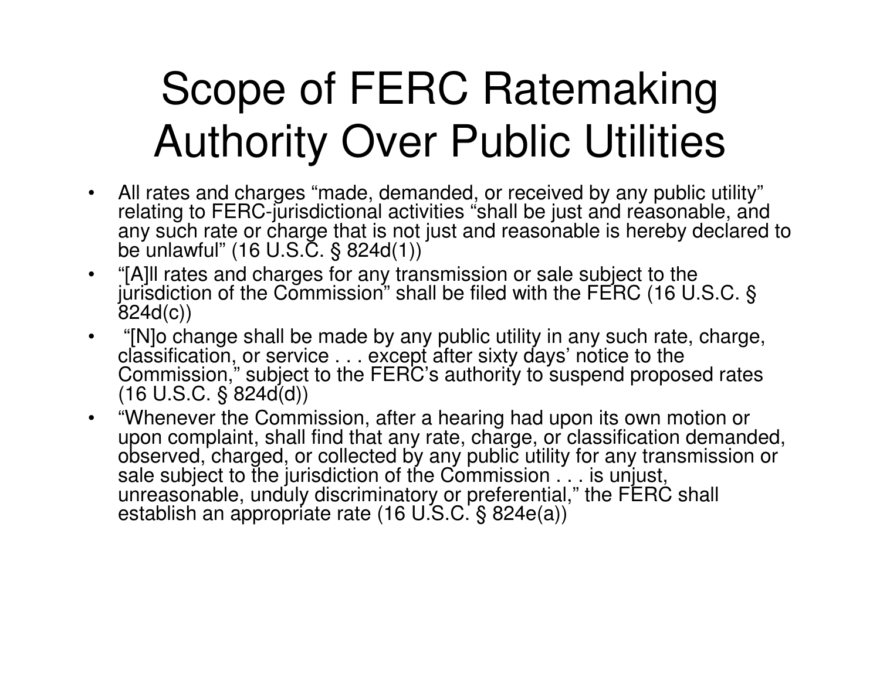# Scope of FERC Ratemaking Authority Over Public Utilities

- All rates and charges "made, demanded, or received by any public utility" relating to FERC-jurisdictional activities "shall be just and reasonable, and any such rate or charge that is not just and reasonable is hereby declared to be unlawful" (16 U.S.C. § 824d(1))
- "[A]ll rates and charges for any transmission or sale subject to the jurisdiction of the Commission" shall be filed with the FERC (16 U.S.C. § 824d(c))
- "[N]o change shall be made by any public utility in any such rate, charge, classification, or service . . . except after sixty days' notice to the Commission," subject to the FERC's authority to suspend proposed rates (16 U.S.C. § 824d(d))
- "Whenever the Commission, after a hearing had upon its own motion or upon complaint, shall find that any rate, charge, or classification demanded, observed, charged, or collected by any public utility for any transmission or sale subject to the jurisdiction of the Commission . . . is unjust, unreasonable, unduly discriminatory or preferential," the FERC shall establish an appropriate rate (16 U.S.C. § 824e(a))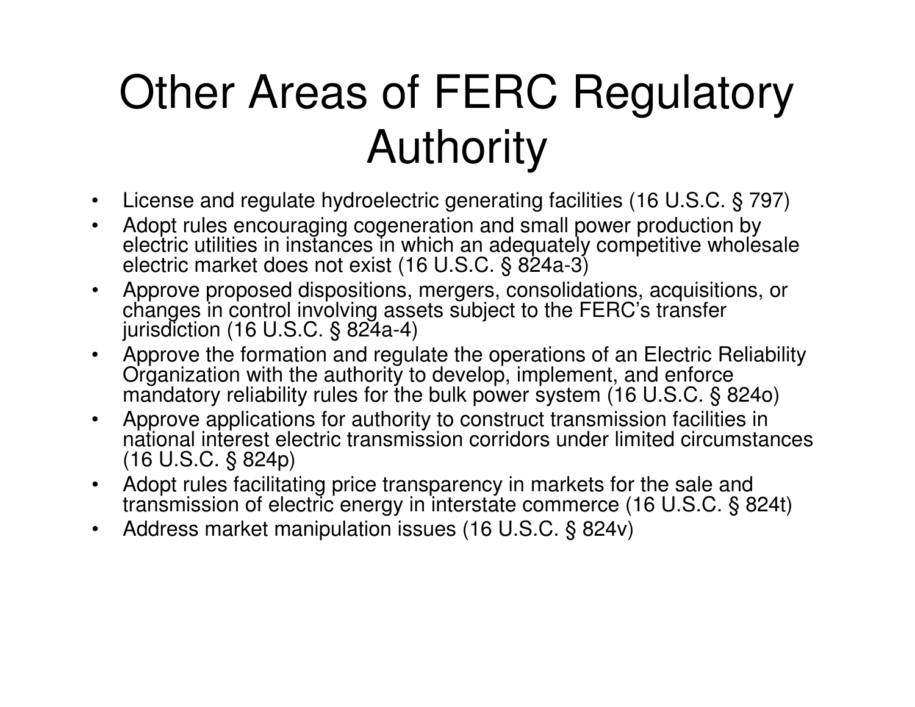# Other Areas of FERC Regulatory Authority

- License and regulate hydroelectric generating facilities (16 U.S.C. § 797)
- Adopt rules encouraging cogeneration and small power production by electric utilities in instances in which an adequately competitive wholesale electric market does not exist (16 U.S.C. § 824a-3)
- Approve proposed dispositions, mergers, consolidations, acquisitions, or changes in control involving assets subject to the FERC's transfer jurisdiction (16 U.S.C. § 824a-4)
- Approve the formation and regulate the operations of an Electric Reliability Organization with the authority to develop, implement, and enforce mandatory reliability rules for the bulk power system (16 U.S.C. § 824o)
- Approve applications for authority to construct transmission facilities in national interest electric transmission corridors under limited circumstances (16 U.S.C. § 824p)
- Adopt rules facilitating price transparency in markets for the sale and transmission of electric energy in interstate commerce (16 U.S.C. § 824t)
- Address market manipulation issues (16 U.S.C. § 824v)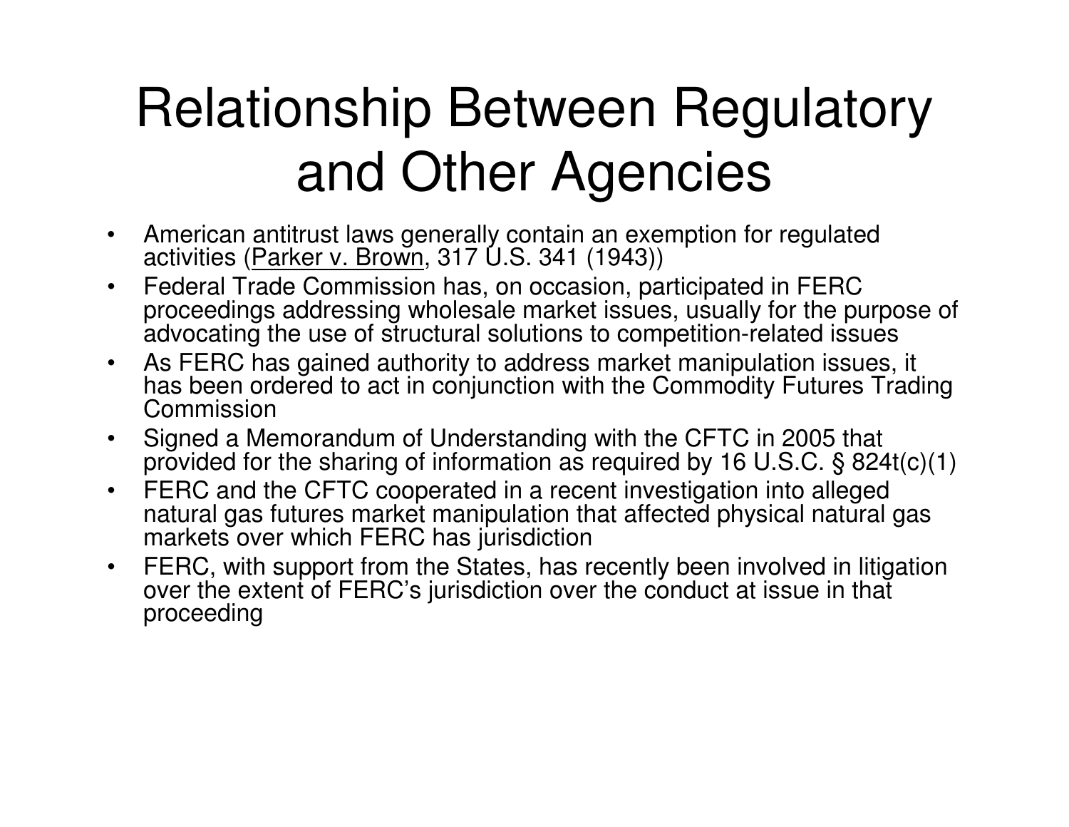# Relationship Between Regulatory and Other Agencies

- American antitrust laws generally contain an exemption for regulated activities (Parker v. Brown, 317 U.S. 341 (1943))
- Federal Trade Commission has, on occasion, participated in FERC proceedings addressing wholesale market issues, usually for the purpose of advocating the use of structural solutions to competition-related issues
- As FERC has gained authority to address market manipulation issues, it has been ordered to act in conjunction with the Commodity Futures Trading Commission
- Signed a Memorandum of Understanding with the CFTC in 2005 that provided for the sharing of information as required by 16 U.S.C. § 824t(c)(1)
- FERC and the CFTC cooperated in a recent investigation into alleged natural gas futures market manipulation that affected physical natural gas markets over which FERC has jurisdiction
- FERC, with support from the States, has recently been involved in litigation over the extent of FERC's jurisdiction over the conduct at issue in that proceeding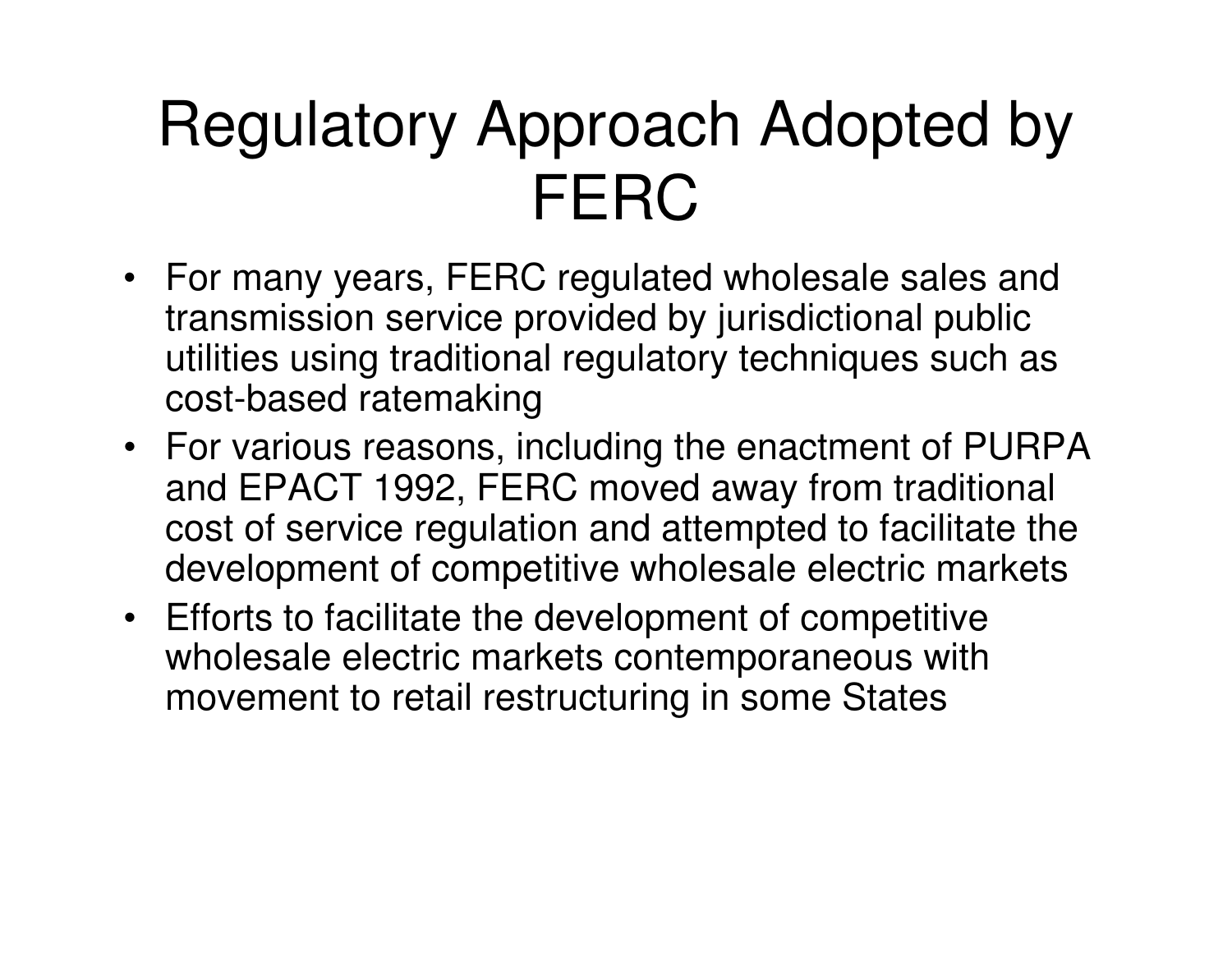# Regulatory Approach Adopted by FERC

- For many years, FERC regulated wholesale sales and transmission service provided by jurisdictional public utilities using traditional regulatory techniques such as cost-based ratemaking
- For various reasons, including the enactment of PURPA and EPACT 1992, FERC moved away from traditional cost of service regulation and attempted to facilitate the development of competitive wholesale electric markets
- Efforts to facilitate the development of competitive wholesale electric markets contemporaneous with movement to retail restructuring in some States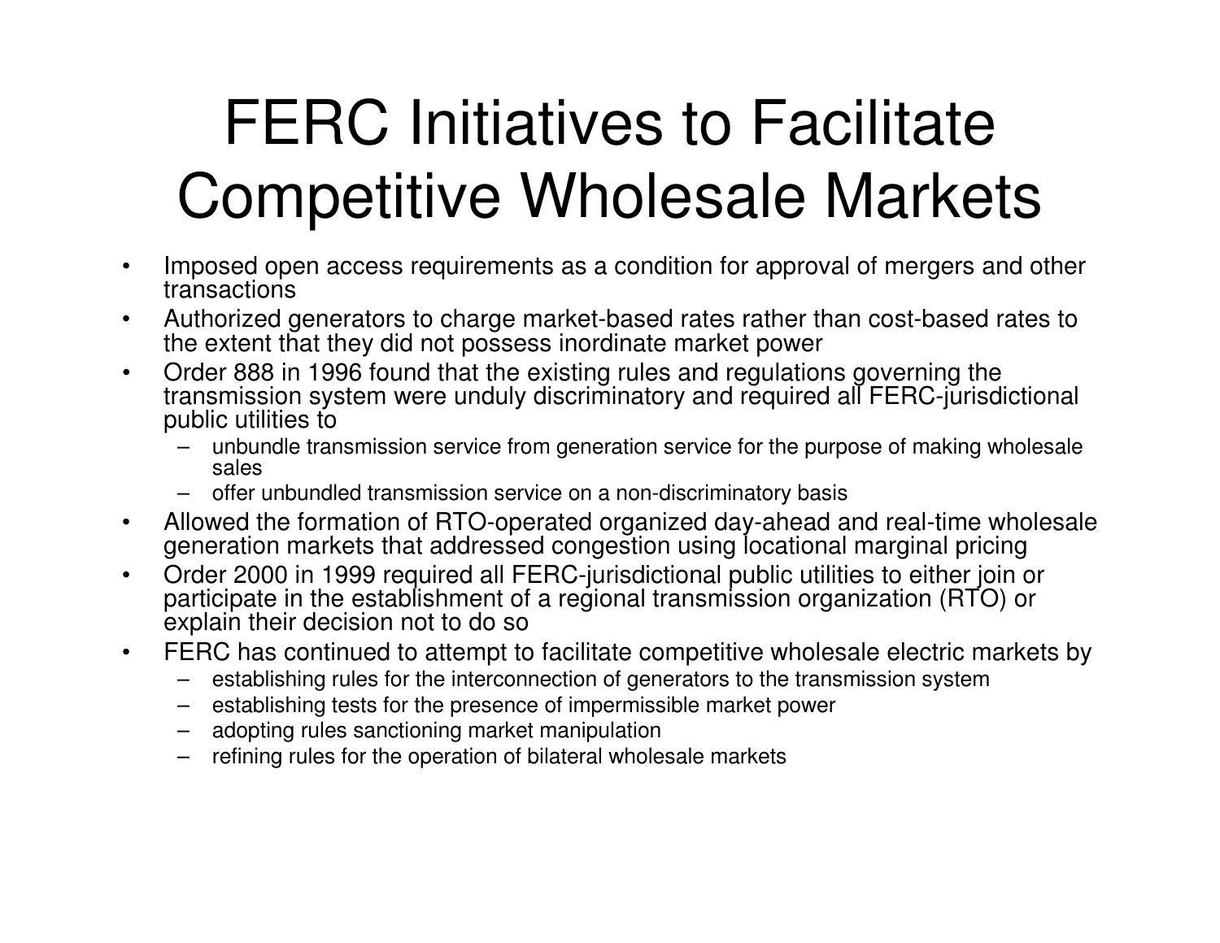# FERC Initiatives to Facilitate Competitive Wholesale Markets

- Imposed open access requirements as a condition for approval of mergers and other transactions
- Authorized generators to charge market-based rates rather than cost-based rates to the extent that they did not possess inordinate market power
- Order 888 in 1996 found that the existing rules and regulations governing the transmission system were unduly discriminatory and required all FERC-jurisdictional public utilities to
  - unbundle transmission service from generation service for the purpose of making wholesale sales
  - offer unbundled transmission service on a non-discriminatory basis
- Allowed the formation of RTO-operated organized day-ahead and real-time wholesale generation markets that addressed congestion using locational marginal pricing
- Order 2000 in 1999 required all FERC-jurisdictional public utilities to either join or participate in the establishment of a regional transmission organization (RTO) or explain their decision not to do so
- FERC has continued to attempt to facilitate competitive wholesale electric markets by
  - establishing rules for the interconnection of generators to the transmission system
  - establishing tests for the presence of impermissible market power
  - adopting rules sanctioning market manipulation
  - refining rules for the operation of bilateral wholesale markets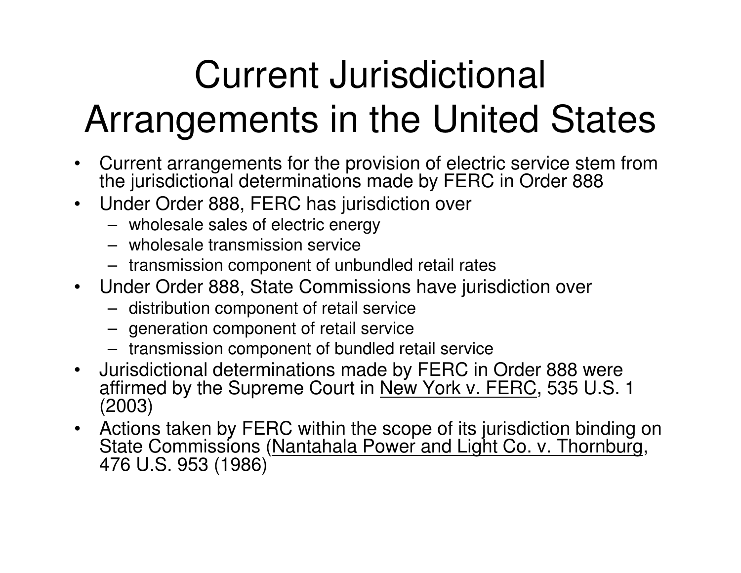# Current Jurisdictional Arrangements in the United States

- Current arrangements for the provision of electric service stem from the jurisdictional determinations made by FERC in Order 888
- Under Order 888, FERC has jurisdiction over
  - wholesale sales of electric energy
  - wholesale transmission service
  - transmission component of unbundled retail rates
- Under Order 888, State Commissions have jurisdiction over
  - distribution component of retail service
  - generation component of retail service
  - transmission component of bundled retail service
- Jurisdictional determinations made by FERC in Order 888 were affirmed by the Supreme Court in <u>New York v. FERC</u>, 535 U.S. 1 (2003)
- Actions taken by FERC within the scope of its jurisdiction binding on State Commissions (<u>Nantahala Power and Light Co. v. Thornburg</u>, 476 U.S. 953 (1986)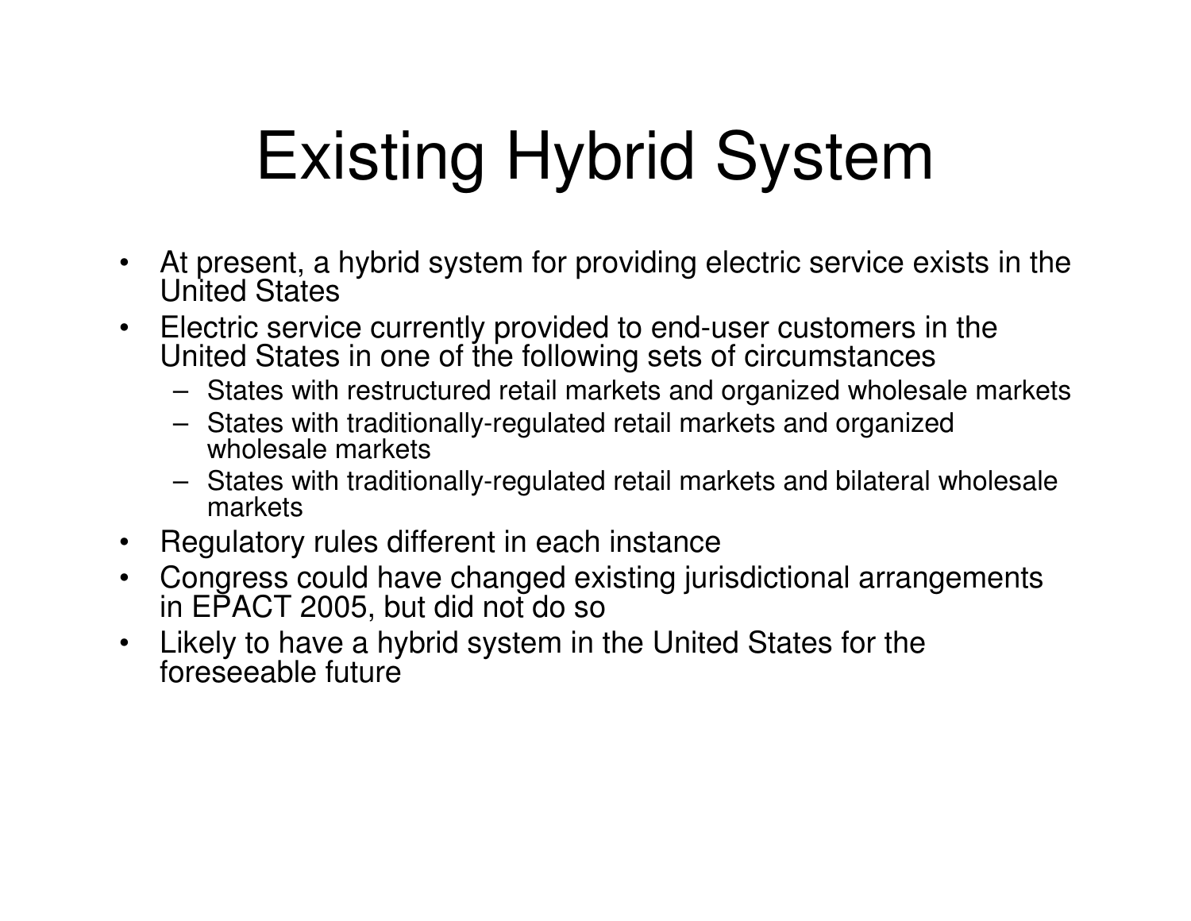# Existing Hybrid System

- At present, a hybrid system for providing electric service exists in the United States
- Electric service currently provided to end-user customers in the United States in one of the following sets of circumstances
  - States with restructured retail markets and organized wholesale markets
  - States with traditionally-regulated retail markets and organized wholesale markets
  - States with traditionally-regulated retail markets and bilateral wholesale markets
- Regulatory rules different in each instance
- Congress could have changed existing jurisdictional arrangements in EPACT 2005, but did not do so
- Likely to have a hybrid system in the United States for the foreseeable future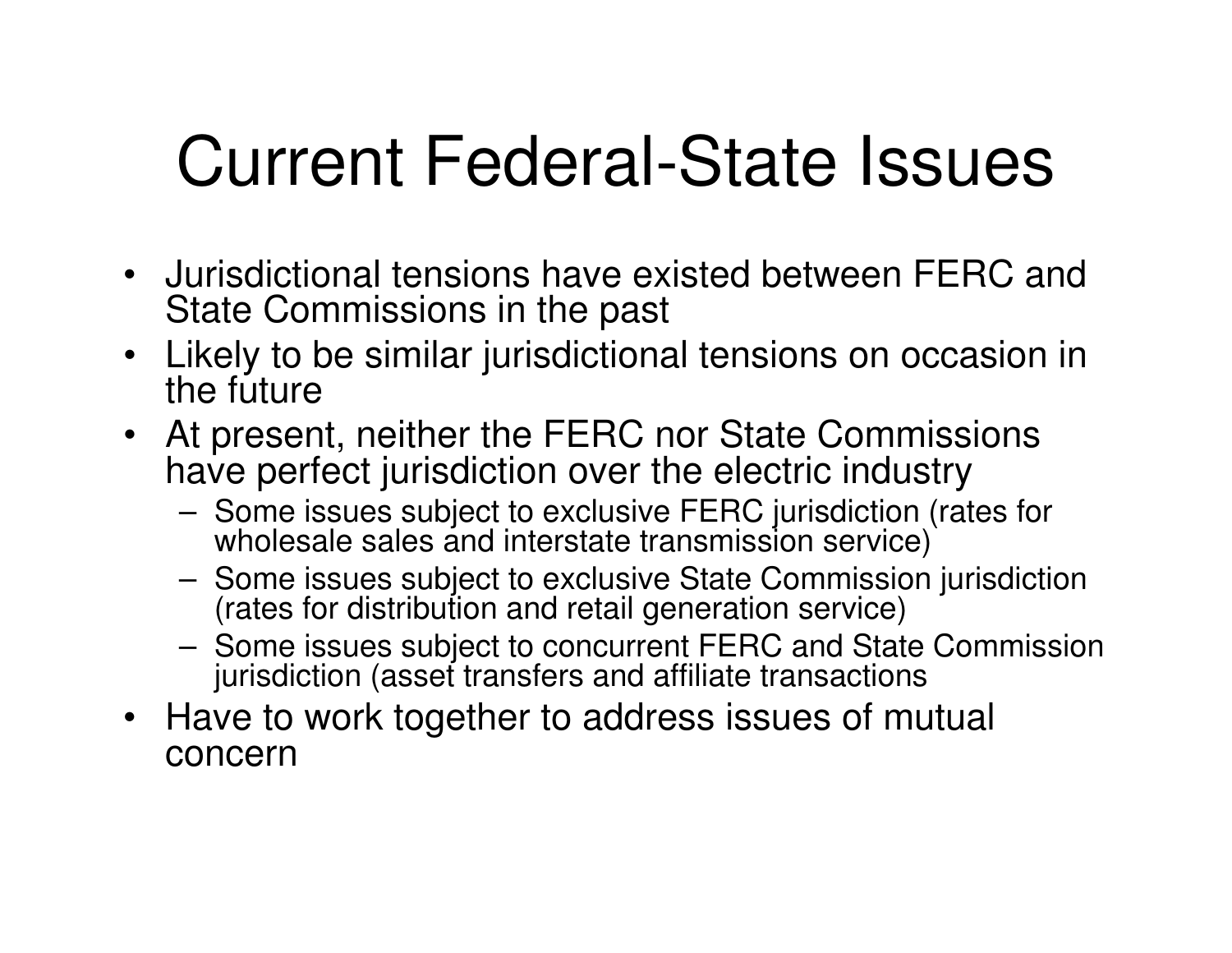# Current Federal-State Issues

- Jurisdictional tensions have existed between FERC and State Commissions in the past
- Likely to be similar jurisdictional tensions on occasion in the future
- At present, neither the FERC nor State Commissions have perfect jurisdiction over the electric industry
  - Some issues subject to exclusive FERC jurisdiction (rates for wholesale sales and interstate transmission service)
  - Some issues subject to exclusive State Commission jurisdiction (rates for distribution and retail generation service)
  - Some issues subject to concurrent FERC and State Commission jurisdiction (asset transfers and affiliate transactions
- Have to work together to address issues of mutual concern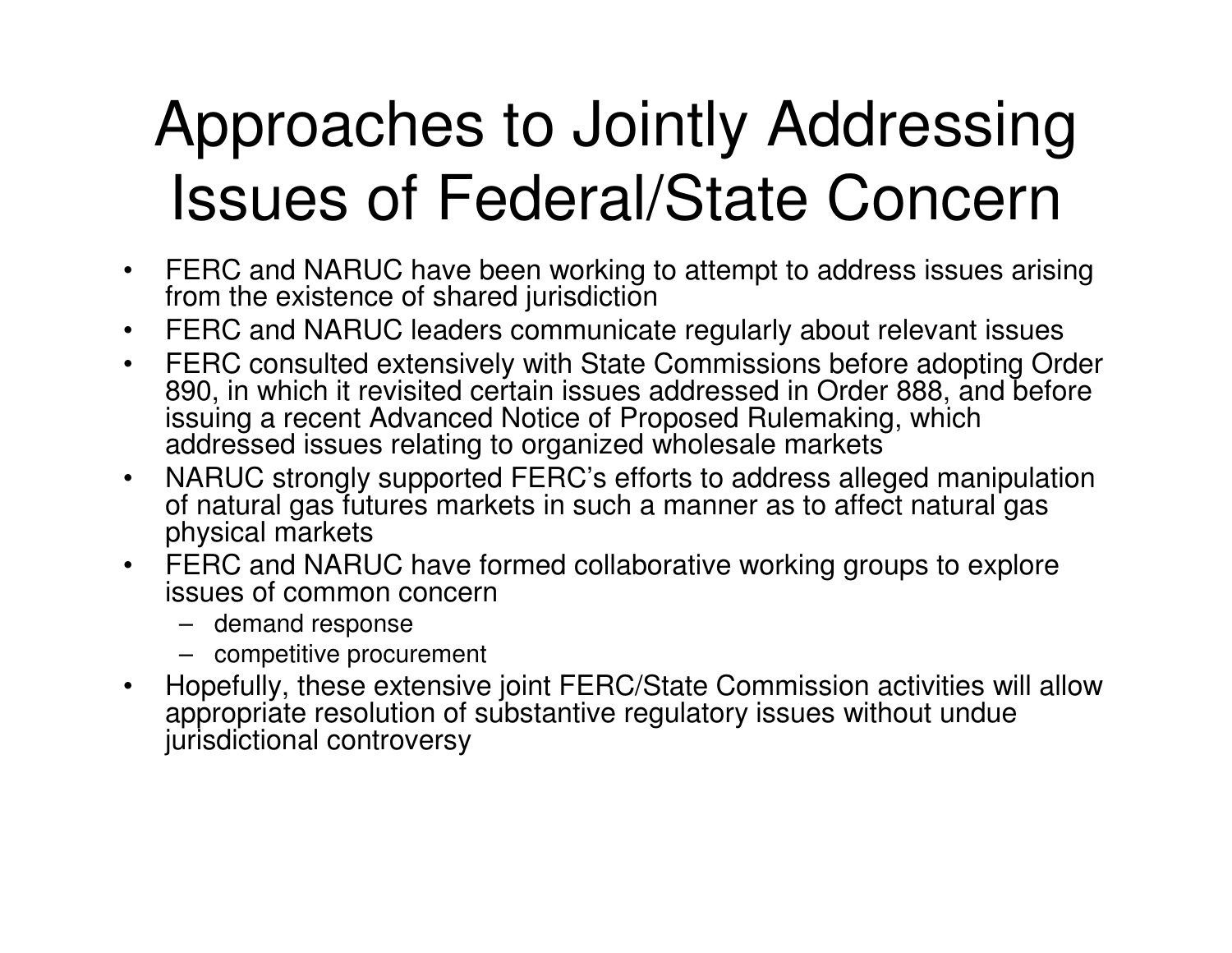# Approaches to Jointly Addressing Issues of Federal/State Concern

- FERC and NARUC have been working to attempt to address issues arising from the existence of shared jurisdiction
- FERC and NARUC leaders communicate regularly about relevant issues
- FERC consulted extensively with State Commissions before adopting Order 890, in which it revisited certain issues addressed in Order 888, and before issuing a recent Advanced Notice of Proposed Rulemaking, which addressed issues relating to organized wholesale markets
- NARUC strongly supported FERC's efforts to address alleged manipulation of natural gas futures markets in such a manner as to affect natural gas physical markets
- FERC and NARUC have formed collaborative working groups to explore issues of common concern
  - demand response
  - competitive procurement
- Hopefully, these extensive joint FERC/State Commission activities will allow appropriate resolution of substantive regulatory issues without undue jurisdictional controversy